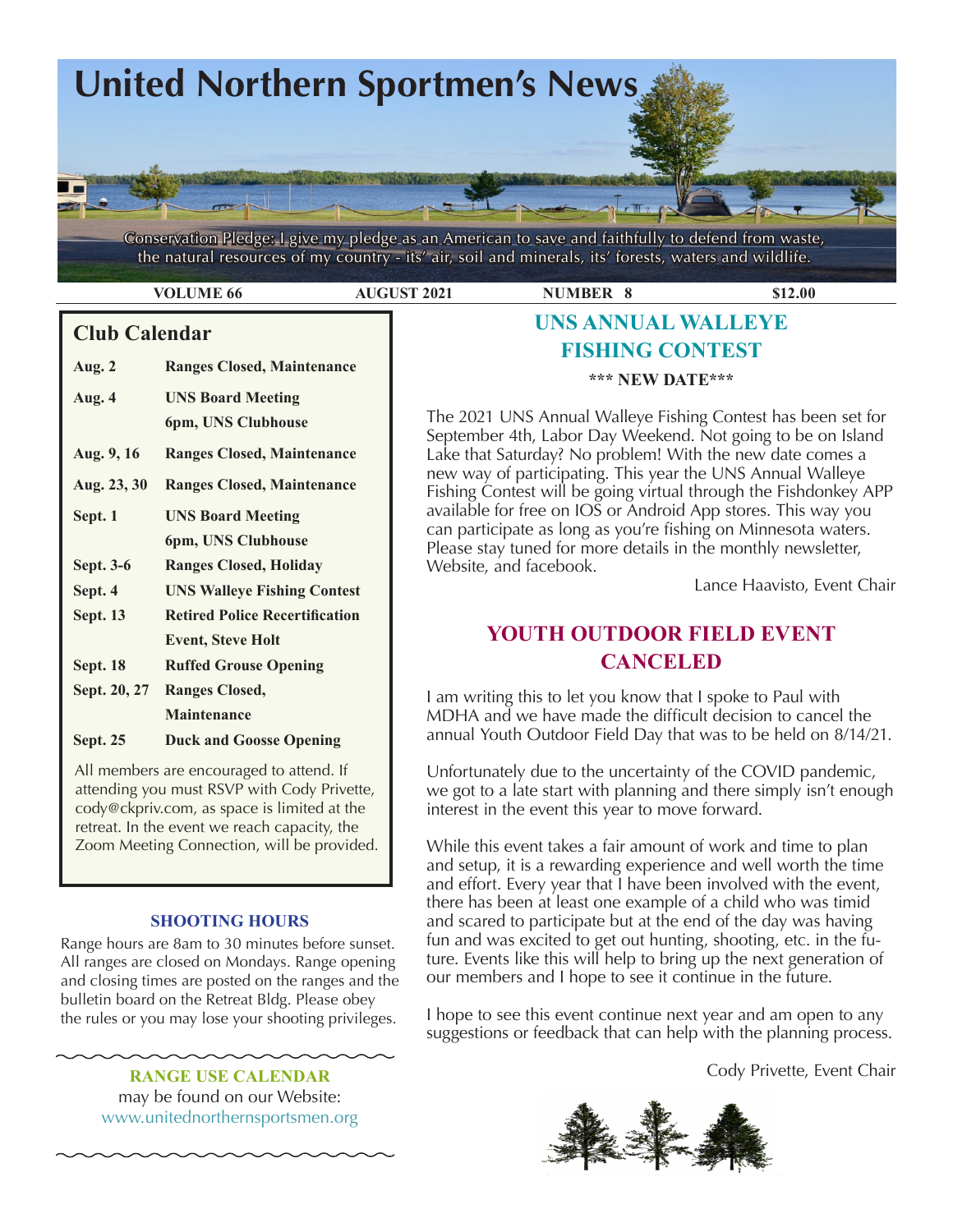# United Northern Sportmen's News

Conservation Pledge: I give my pledge as an American to save and faithfully to defend from waste, the natural resources of my country - its' air, soil and minerals, its' forests, waters and wildlife.

**VOLUME 66** | **AUGUST 2021** | **NUMBER 8** | **$12.00**

## Club Calendar

| | |
|---|---|
| **Aug. 2** | **Ranges Closed, Maintenance** |
| **Aug. 4** | **UNS Board Meeting 6pm, UNS Clubhouse** |
| **Aug. 9, 16** | **Ranges Closed, Maintenance** |
| **Aug. 23, 30** | **Ranges Closed, Maintenance** |
| **Sept. 1** | **UNS Board Meeting 6pm, UNS Clubhouse** |
| **Sept. 3-6** | **Ranges Closed, Holiday** |
| **Sept. 4** | **UNS Walleye Fishing Contest** |
| **Sept. 13** | **Retired Police Recertification Event, Steve Holt** |
| **Sept. 18** | **Ruffed Grouse Opening** |
| **Sept. 20, 27** | **Ranges Closed, Maintenance** |
| **Sept. 25** | **Duck and Goose Opening** |

All members are encouraged to attend. If attending you must RSVP with Cody Privette, cody@ckpriv.com, as space is limited at the retreat. In the event we reach capacity, the Zoom Meeting Connection, will be provided.

### SHOOTING HOURS

Range hours are 8am to 30 minutes before sunset. All ranges are closed on Mondays. Range opening and closing times are posted on the ranges and the bulletin board on the Retreat Bldg. Please obey the rules or you may lose your shooting privileges.

### RANGE USE CALENDAR

may be found on our Website: www.unitednorthernsportsmen.org

## UNS ANNUAL WALLEYE FISHING CONTEST

**\*\*\* NEW DATE\*\*\***

The 2021 UNS Annual Walleye Fishing Contest has been set for September 4th, Labor Day Weekend. Not going to be on Island Lake that Saturday? No problem! With the new date comes a new way of participating. This year the UNS Annual Walleye Fishing Contest will be going virtual through the Fishdonkey APP available for free on IOS or Android App stores. This way you can participate as long as you're fishing on Minnesota waters. Please stay tuned for more details in the monthly newsletter, Website, and facebook.

Lance Haavisto, Event Chair

## YOUTH OUTDOOR FIELD EVENT CANCELED

I am writing this to let you know that I spoke to Paul with MDHA and we have made the difficult decision to cancel the annual Youth Outdoor Field Day that was to be held on 8/14/21.

Unfortunately due to the uncertainty of the COVID pandemic, we got to a late start with planning and there simply isn't enough interest in the event this year to move forward.

While this event takes a fair amount of work and time to plan and setup, it is a rewarding experience and well worth the time and effort. Every year that I have been involved with the event, there has been at least one example of a child who was timid and scared to participate but at the end of the day was having fun and was excited to get out hunting, shooting, etc. in the future. Events like this will help to bring up the next generation of our members and I hope to see it continue in the future.

I hope to see this event continue next year and am open to any suggestions or feedback that can help with the planning process.

Cody Privette, Event Chair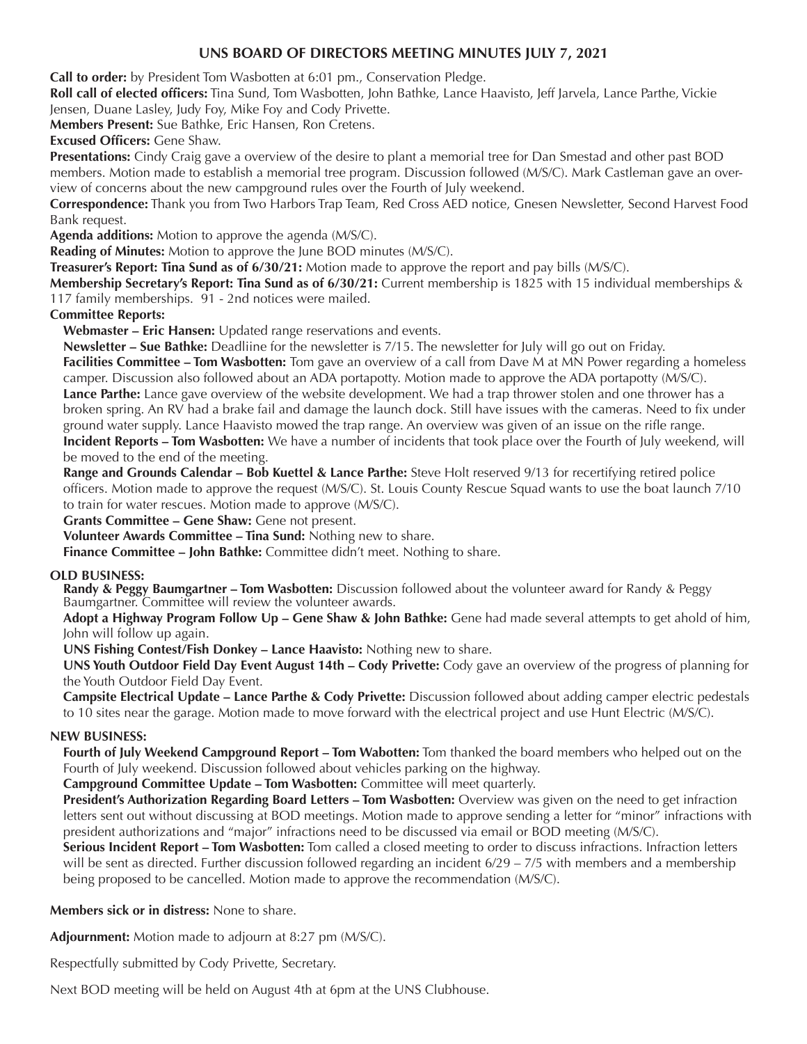## UNS BOARD OF DIRECTORS MEETING MINUTES JULY 7, 2021

**Call to order:** by President Tom Wasbotten at 6:01 pm., Conservation Pledge.

**Roll call of elected officers:** Tina Sund, Tom Wasbotten, John Bathke, Lance Haavisto, Jeff Jarvela, Lance Parthe, Vickie Jensen, Duane Lasley, Judy Foy, Mike Foy and Cody Privette.

**Members Present:** Sue Bathke, Eric Hansen, Ron Cretens.

**Excused Officers:** Gene Shaw.

**Presentations:** Cindy Craig gave a overview of the desire to plant a memorial tree for Dan Smestad and other past BOD members. Motion made to establish a memorial tree program. Discussion followed (M/S/C). Mark Castleman gave an overview of concerns about the new campground rules over the Fourth of July weekend.

**Correspondence:** Thank you from Two Harbors Trap Team, Red Cross AED notice, Gnesen Newsletter, Second Harvest Food Bank request.

**Agenda additions:** Motion to approve the agenda (M/S/C).

**Reading of Minutes:** Motion to approve the June BOD minutes (M/S/C).

**Treasurer's Report: Tina Sund as of 6/30/21:** Motion made to approve the report and pay bills (M/S/C).

**Membership Secretary's Report: Tina Sund as of 6/30/21:** Current membership is 1825 with 15 individual memberships & 117 family memberships. 91 - 2nd notices were mailed.

**Committee Reports:**

**Webmaster – Eric Hansen:** Updated range reservations and events.

**Newsletter – Sue Bathke:** Deadliine for the newsletter is 7/15. The newsletter for July will go out on Friday.

**Facilities Committee – Tom Wasbotten:** Tom gave an overview of a call from Dave M at MN Power regarding a homeless camper. Discussion also followed about an ADA portapotty. Motion made to approve the ADA portapotty (M/S/C).

**Lance Parthe:** Lance gave overview of the website development. We had a trap thrower stolen and one thrower has a broken spring. An RV had a brake fail and damage the launch dock. Still have issues with the cameras. Need to fix under ground water supply. Lance Haavisto mowed the trap range. An overview was given of an issue on the rifle range.

**Incident Reports – Tom Wasbotten:** We have a number of incidents that took place over the Fourth of July weekend, will be moved to the end of the meeting.

**Range and Grounds Calendar – Bob Kuettel & Lance Parthe:** Steve Holt reserved 9/13 for recertifying retired police officers. Motion made to approve the request (M/S/C). St. Louis County Rescue Squad wants to use the boat launch 7/10 to train for water rescues. Motion made to approve (M/S/C).

**Grants Committee – Gene Shaw:** Gene not present.

**Volunteer Awards Committee – Tina Sund:** Nothing new to share.

**Finance Committee – John Bathke:** Committee didn't meet. Nothing to share.

### OLD BUSINESS:

**Randy & Peggy Baumgartner – Tom Wasbotten:** Discussion followed about the volunteer award for Randy & Peggy Baumgartner. Committee will review the volunteer awards.

**Adopt a Highway Program Follow Up – Gene Shaw & John Bathke:** Gene had made several attempts to get ahold of him, John will follow up again.

**UNS Fishing Contest/Fish Donkey – Lance Haavisto:** Nothing new to share.

**UNS Youth Outdoor Field Day Event August 14th – Cody Privette:** Cody gave an overview of the progress of planning for the Youth Outdoor Field Day Event.

**Campsite Electrical Update – Lance Parthe & Cody Privette:** Discussion followed about adding camper electric pedestals to 10 sites near the garage. Motion made to move forward with the electrical project and use Hunt Electric (M/S/C).

### NEW BUSINESS:

**Fourth of July Weekend Campground Report – Tom Wabotten:** Tom thanked the board members who helped out on the Fourth of July weekend. Discussion followed about vehicles parking on the highway.

**Campground Committee Update – Tom Wasbotten:** Committee will meet quarterly.

**President's Authorization Regarding Board Letters – Tom Wasbotten:** Overview was given on the need to get infraction letters sent out without discussing at BOD meetings. Motion made to approve sending a letter for "minor" infractions with president authorizations and "major" infractions need to be discussed via email or BOD meeting (M/S/C).

**Serious Incident Report – Tom Wasbotten:** Tom called a closed meeting to order to discuss infractions. Infraction letters will be sent as directed. Further discussion followed regarding an incident 6/29 – 7/5 with members and a membership being proposed to be cancelled. Motion made to approve the recommendation (M/S/C).

**Members sick or in distress:** None to share.

**Adjournment:** Motion made to adjourn at 8:27 pm (M/S/C).

Respectfully submitted by Cody Privette, Secretary.

Next BOD meeting will be held on August 4th at 6pm at the UNS Clubhouse.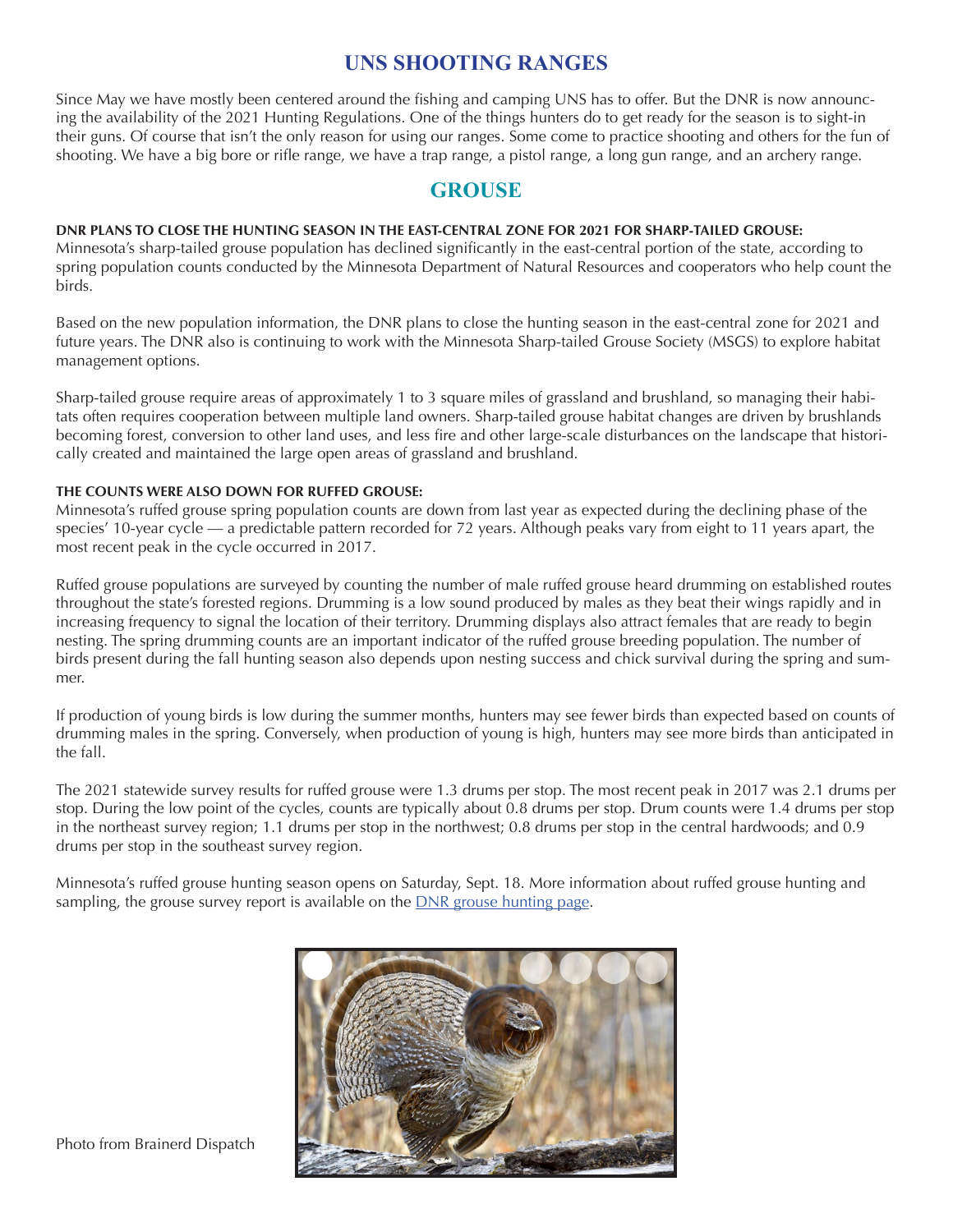## UNS SHOOTING RANGES

Since May we have mostly been centered around the fishing and camping UNS has to offer. But the DNR is now announcing the availability of the 2021 Hunting Regulations. One of the things hunters do to get ready for the season is to sight-in their guns. Of course that isn't the only reason for using our ranges. Some come to practice shooting and others for the fun of shooting. We have a big bore or rifle range, we have a trap range, a pistol range, a long gun range, and an archery range.

## GROUSE

**DNR PLANS TO CLOSE THE HUNTING SEASON IN THE EAST-CENTRAL ZONE FOR 2021 FOR SHARP-TAILED GROUSE:**
Minnesota's sharp-tailed grouse population has declined significantly in the east-central portion of the state, according to spring population counts conducted by the Minnesota Department of Natural Resources and cooperators who help count the birds.

Based on the new population information, the DNR plans to close the hunting season in the east-central zone for 2021 and future years. The DNR also is continuing to work with the Minnesota Sharp-tailed Grouse Society (MSGS) to explore habitat management options.

Sharp-tailed grouse require areas of approximately 1 to 3 square miles of grassland and brushland, so managing their habitats often requires cooperation between multiple land owners. Sharp-tailed grouse habitat changes are driven by brushlands becoming forest, conversion to other land uses, and less fire and other large-scale disturbances on the landscape that historically created and maintained the large open areas of grassland and brushland.

**THE COUNTS WERE ALSO DOWN FOR RUFFED GROUSE:**
Minnesota's ruffed grouse spring population counts are down from last year as expected during the declining phase of the species' 10-year cycle — a predictable pattern recorded for 72 years. Although peaks vary from eight to 11 years apart, the most recent peak in the cycle occurred in 2017.

Ruffed grouse populations are surveyed by counting the number of male ruffed grouse heard drumming on established routes throughout the state's forested regions. Drumming is a low sound produced by males as they beat their wings rapidly and in increasing frequency to signal the location of their territory. Drumming displays also attract females that are ready to begin nesting. The spring drumming counts are an important indicator of the ruffed grouse breeding population. The number of birds present during the fall hunting season also depends upon nesting success and chick survival during the spring and summer.

If production of young birds is low during the summer months, hunters may see fewer birds than expected based on counts of drumming males in the spring. Conversely, when production of young is high, hunters may see more birds than anticipated in the fall.

The 2021 statewide survey results for ruffed grouse were 1.3 drums per stop. The most recent peak in 2017 was 2.1 drums per stop. During the low point of the cycles, counts are typically about 0.8 drums per stop. Drum counts were 1.4 drums per stop in the northeast survey region; 1.1 drums per stop in the northwest; 0.8 drums per stop in the central hardwoods; and 0.9 drums per stop in the southeast survey region.

Minnesota's ruffed grouse hunting season opens on Saturday, Sept. 18. More information about ruffed grouse hunting and sampling, the grouse survey report is available on the DNR grouse hunting page.

Photo from Brainerd Dispatch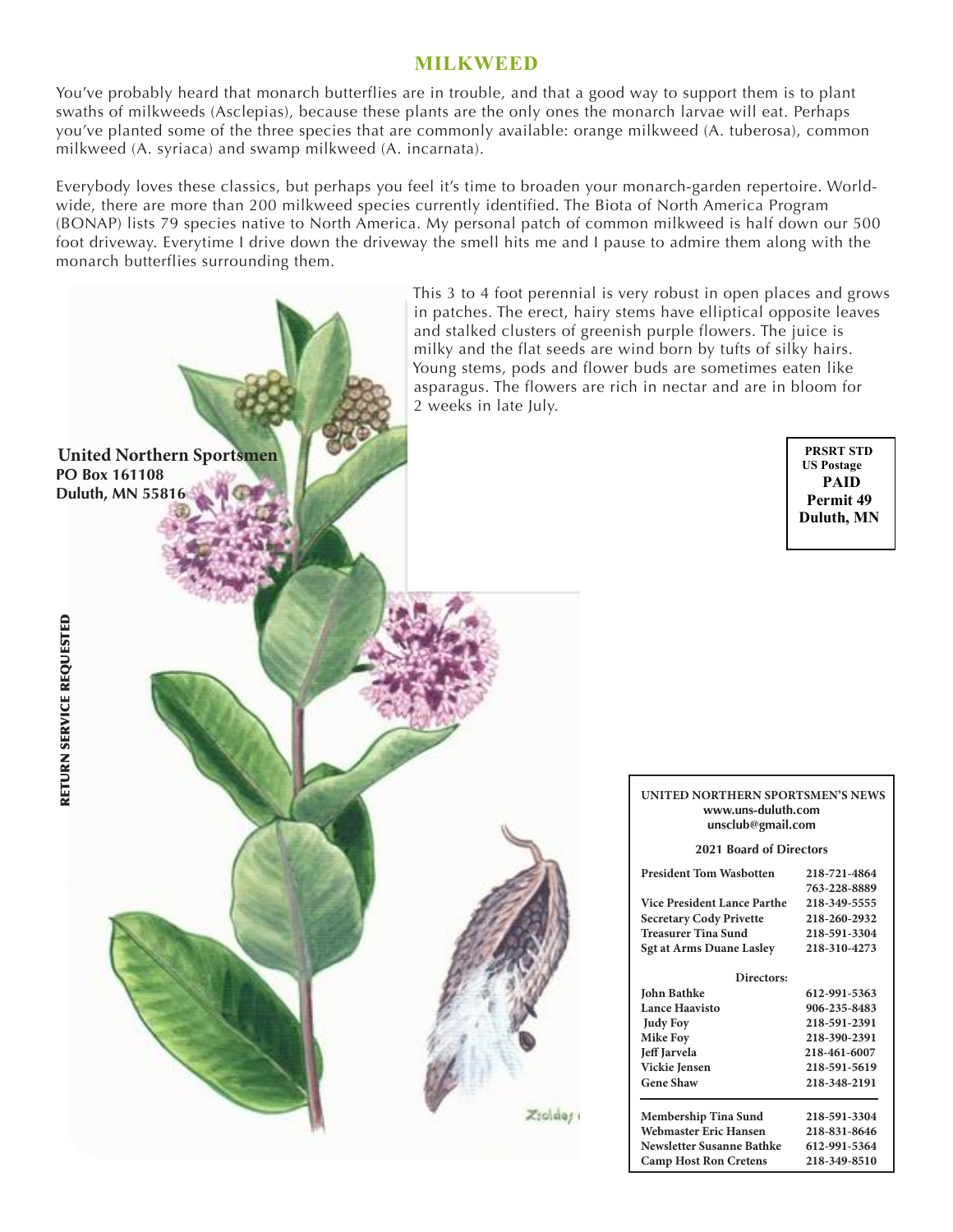## MILKWEED

You've probably heard that monarch butterflies are in trouble, and that a good way to support them is to plant swaths of milkweeds (Asclepias), because these plants are the only ones the monarch larvae will eat. Perhaps you've planted some of the three species that are commonly available: orange milkweed (A. tuberosa), common milkweed (A. syriaca) and swamp milkweed (A. incarnata).

Everybody loves these classics, but perhaps you feel it's time to broaden your monarch-garden repertoire. Worldwide, there are more than 200 milkweed species currently identified. The Biota of North America Program (BONAP) lists 79 species native to North America. My personal patch of common milkweed is half down our 500 foot driveway. Everytime I drive down the driveway the smell hits me and I pause to admire them along with the monarch butterflies surrounding them.

This 3 to 4 foot perennial is very robust in open places and grows in patches. The erect, hairy stems have elliptical opposite leaves and stalked clusters of greenish purple flowers. The juice is milky and the flat seeds are wind born by tufts of silky hairs. Young stems, pods and flower buds are sometimes eaten like asparagus. The flowers are rich in nectar and are in bloom for 2 weeks in late July.

**United Northern Sportsmen**
**PO Box 161108**
**Duluth, MN 55816**

**RETURN SERVICE REQUESTED**

**PRSRT STD**
**US Postage**
**PAID**
**Permit 49**
**Duluth, MN**

**UNITED NORTHERN SPORTSMEN'S NEWS**
**www.uns-duluth.com**
**unsclub@gmail.com**

**2021 Board of Directors**

| | |
|---|---|
| President Tom Wasbotten | 218-721-4864 |
| | 763-228-8889 |
| Vice President Lance Parthe | 218-349-5555 |
| Secretary Cody Privette | 218-260-2932 |
| Treasurer Tina Sund | 218-591-3304 |
| Sgt at Arms Duane Lasley | 218-310-4273 |

**Directors:**

| | |
|---|---|
| John Bathke | 612-991-5363 |
| Lance Haavisto | 906-235-8483 |
| Judy Foy | 218-591-2391 |
| Mike Foy | 218-390-2391 |
| Jeff Jarvela | 218-461-6007 |
| Vickie Jensen | 218-591-5619 |
| Gene Shaw | 218-348-2191 |

| | |
|---|---|
| Membership Tina Sund | 218-591-3304 |
| Webmaster Eric Hansen | 218-831-8646 |
| Newsletter Susanne Bathke | 612-991-5364 |
| Camp Host Ron Cretens | 218-349-8510 |